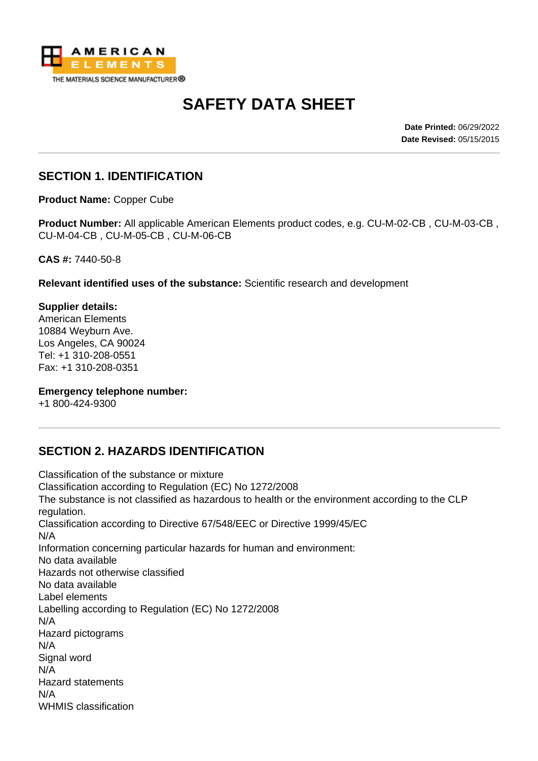AMERICAN ELEMENTS

THE MATERIALS SCIENCE MANUFACTURER®

# SAFETY DATA SHEET

**Date Printed:** 06/29/2022
**Date Revised:** 05/15/2015

## SECTION 1. IDENTIFICATION

**Product Name:** Copper Cube

**Product Number:** All applicable American Elements product codes, e.g. CU-M-02-CB , CU-M-03-CB , CU-M-04-CB , CU-M-05-CB , CU-M-06-CB

**CAS #:** 7440-50-8

**Relevant identified uses of the substance:** Scientific research and development

**Supplier details:**
American Elements
10884 Weyburn Ave.
Los Angeles, CA 90024
Tel: +1 310-208-0551
Fax: +1 310-208-0351

**Emergency telephone number:**
+1 800-424-9300

## SECTION 2. HAZARDS IDENTIFICATION

Classification of the substance or mixture
Classification according to Regulation (EC) No 1272/2008
The substance is not classified as hazardous to health or the environment according to the CLP regulation.
Classification according to Directive 67/548/EEC or Directive 1999/45/EC
N/A
Information concerning particular hazards for human and environment:
No data available
Hazards not otherwise classified
No data available
Label elements
Labelling according to Regulation (EC) No 1272/2008
N/A
Hazard pictograms
N/A
Signal word
N/A
Hazard statements
N/A
WHMIS classification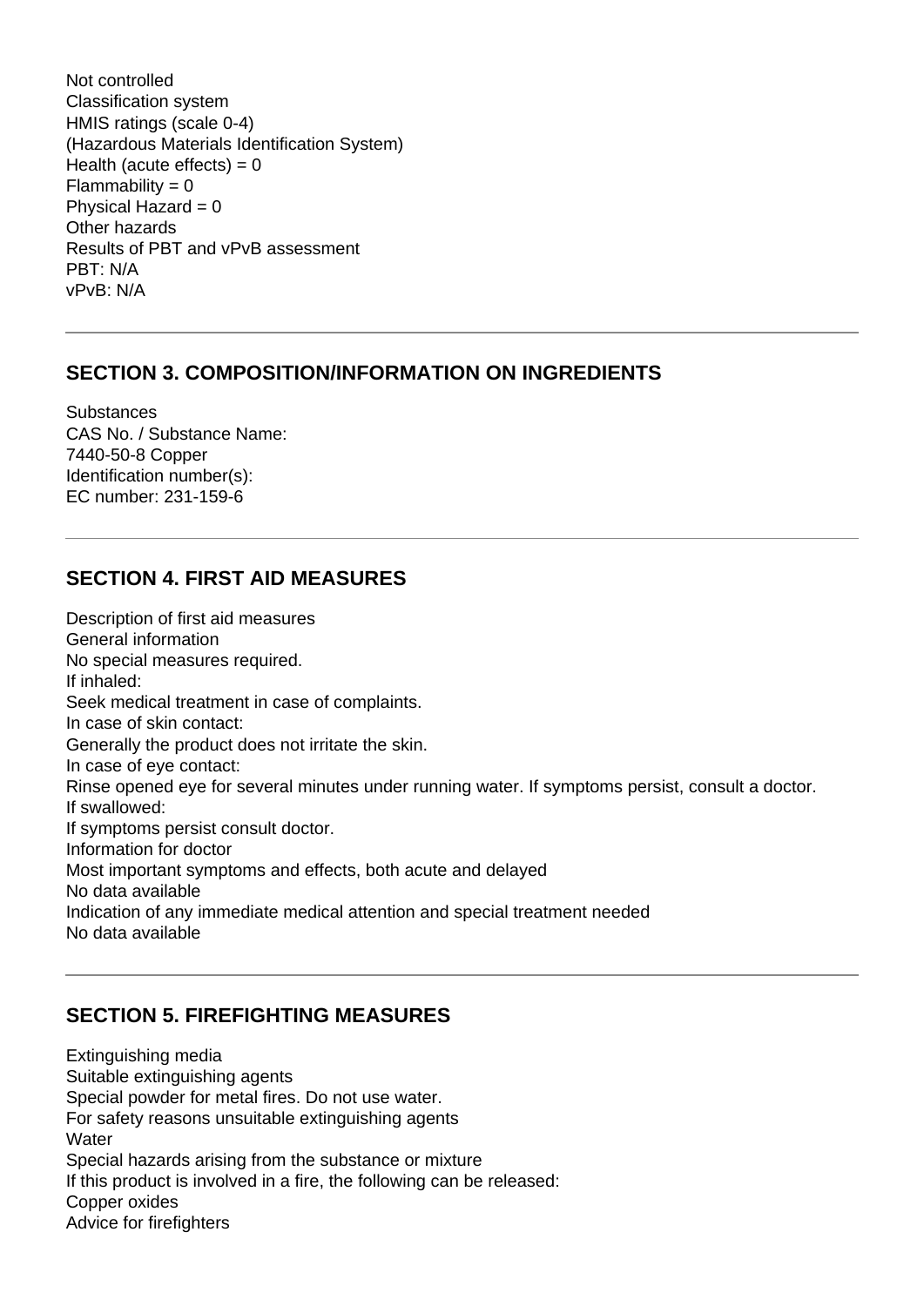Not controlled
Classification system
HMIS ratings (scale 0-4)
(Hazardous Materials Identification System)
Health (acute effects) = 0
Flammability = 0
Physical Hazard = 0
Other hazards
Results of PBT and vPvB assessment
PBT: N/A
vPvB: N/A

---

## SECTION 3. COMPOSITION/INFORMATION ON INGREDIENTS

Substances
CAS No. / Substance Name:
7440-50-8 Copper
Identification number(s):
EC number: 231-159-6

---

## SECTION 4. FIRST AID MEASURES

Description of first aid measures
General information
No special measures required.
If inhaled:
Seek medical treatment in case of complaints.
In case of skin contact:
Generally the product does not irritate the skin.
In case of eye contact:
Rinse opened eye for several minutes under running water. If symptoms persist, consult a doctor.
If swallowed:
If symptoms persist consult doctor.
Information for doctor
Most important symptoms and effects, both acute and delayed
No data available
Indication of any immediate medical attention and special treatment needed
No data available

---

## SECTION 5. FIREFIGHTING MEASURES

Extinguishing media
Suitable extinguishing agents
Special powder for metal fires. Do not use water.
For safety reasons unsuitable extinguishing agents
Water
Special hazards arising from the substance or mixture
If this product is involved in a fire, the following can be released:
Copper oxides
Advice for firefighters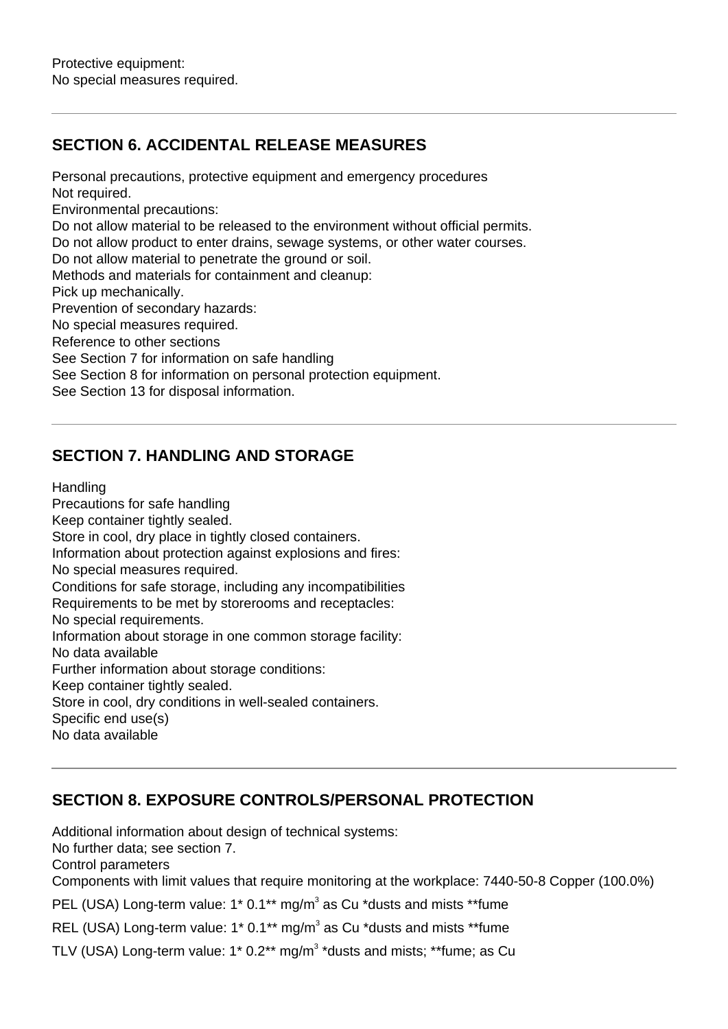Protective equipment:
No special measures required.

---

## SECTION 6. ACCIDENTAL RELEASE MEASURES

Personal precautions, protective equipment and emergency procedures
Not required.
Environmental precautions:
Do not allow material to be released to the environment without official permits.
Do not allow product to enter drains, sewage systems, or other water courses.
Do not allow material to penetrate the ground or soil.
Methods and materials for containment and cleanup:
Pick up mechanically.
Prevention of secondary hazards:
No special measures required.
Reference to other sections
See Section 7 for information on safe handling
See Section 8 for information on personal protection equipment.
See Section 13 for disposal information.

---

## SECTION 7. HANDLING AND STORAGE

Handling
Precautions for safe handling
Keep container tightly sealed.
Store in cool, dry place in tightly closed containers.
Information about protection against explosions and fires:
No special measures required.
Conditions for safe storage, including any incompatibilities
Requirements to be met by storerooms and receptacles:
No special requirements.
Information about storage in one common storage facility:
No data available
Further information about storage conditions:
Keep container tightly sealed.
Store in cool, dry conditions in well-sealed containers.
Specific end use(s)
No data available

---

## SECTION 8. EXPOSURE CONTROLS/PERSONAL PROTECTION

Additional information about design of technical systems:
No further data; see section 7.
Control parameters
Components with limit values that require monitoring at the workplace: 7440-50-8 Copper (100.0%)

PEL (USA) Long-term value: 1* 0.1** mg/m$^3$ as Cu *dusts and mists **fume

REL (USA) Long-term value: 1* 0.1** mg/m$^3$ as Cu *dusts and mists **fume

TLV (USA) Long-term value: 1* 0.2** mg/m$^3$ *dusts and mists; **fume; as Cu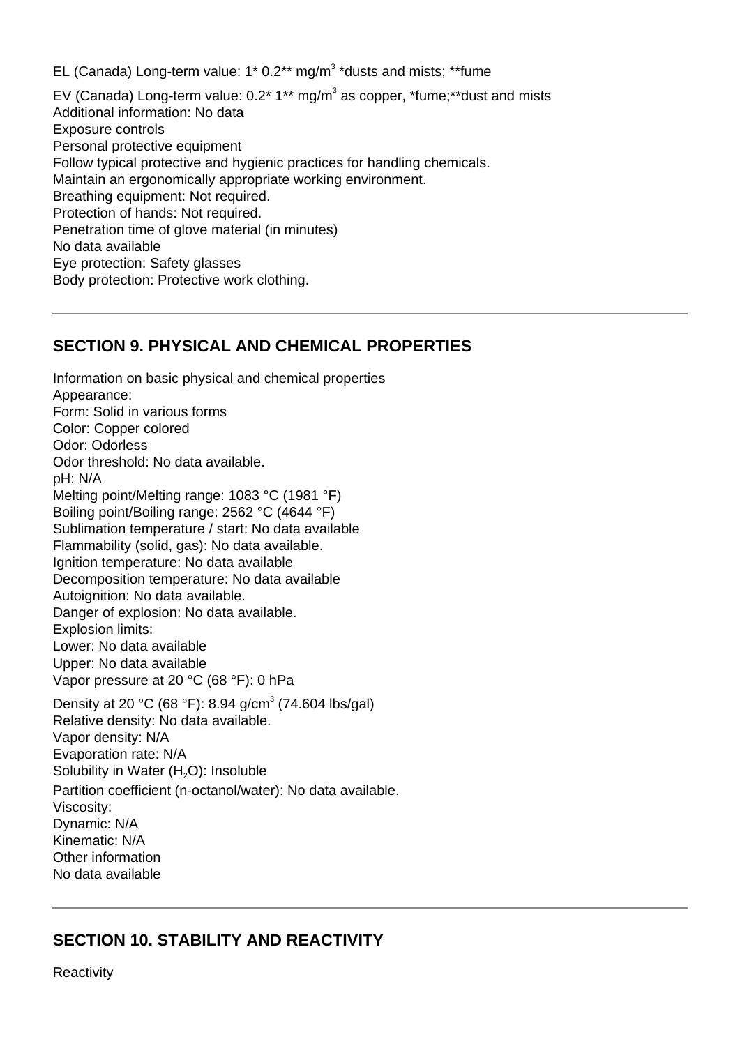EL (Canada) Long-term value: 1* 0.2** mg/$m^3$ *dusts and mists; **fume

EV (Canada) Long-term value: 0.2* 1** mg/$m^3$ as copper, *fume;**dust and mists
Additional information: No data
Exposure controls
Personal protective equipment
Follow typical protective and hygienic practices for handling chemicals.
Maintain an ergonomically appropriate working environment.
Breathing equipment: Not required.
Protection of hands: Not required.
Penetration time of glove material (in minutes)
No data available
Eye protection: Safety glasses
Body protection: Protective work clothing.

---

## SECTION 9. PHYSICAL AND CHEMICAL PROPERTIES

Information on basic physical and chemical properties
Appearance:
Form: Solid in various forms
Color: Copper colored
Odor: Odorless
Odor threshold: No data available.
pH: N/A
Melting point/Melting range: 1083 °C (1981 °F)
Boiling point/Boiling range: 2562 °C (4644 °F)
Sublimation temperature / start: No data available
Flammability (solid, gas): No data available.
Ignition temperature: No data available
Decomposition temperature: No data available
Autoignition: No data available.
Danger of explosion: No data available.
Explosion limits:
Lower: No data available
Upper: No data available
Vapor pressure at 20 °C (68 °F): 0 hPa

Density at 20 °C (68 °F): 8.94 g/$cm^3$ (74.604 lbs/gal)
Relative density: No data available.
Vapor density: N/A
Evaporation rate: N/A
Solubility in Water ($H_2O$): Insoluble
Partition coefficient (n-octanol/water): No data available.
Viscosity:
Dynamic: N/A
Kinematic: N/A
Other information
No data available

---

## SECTION 10. STABILITY AND REACTIVITY

Reactivity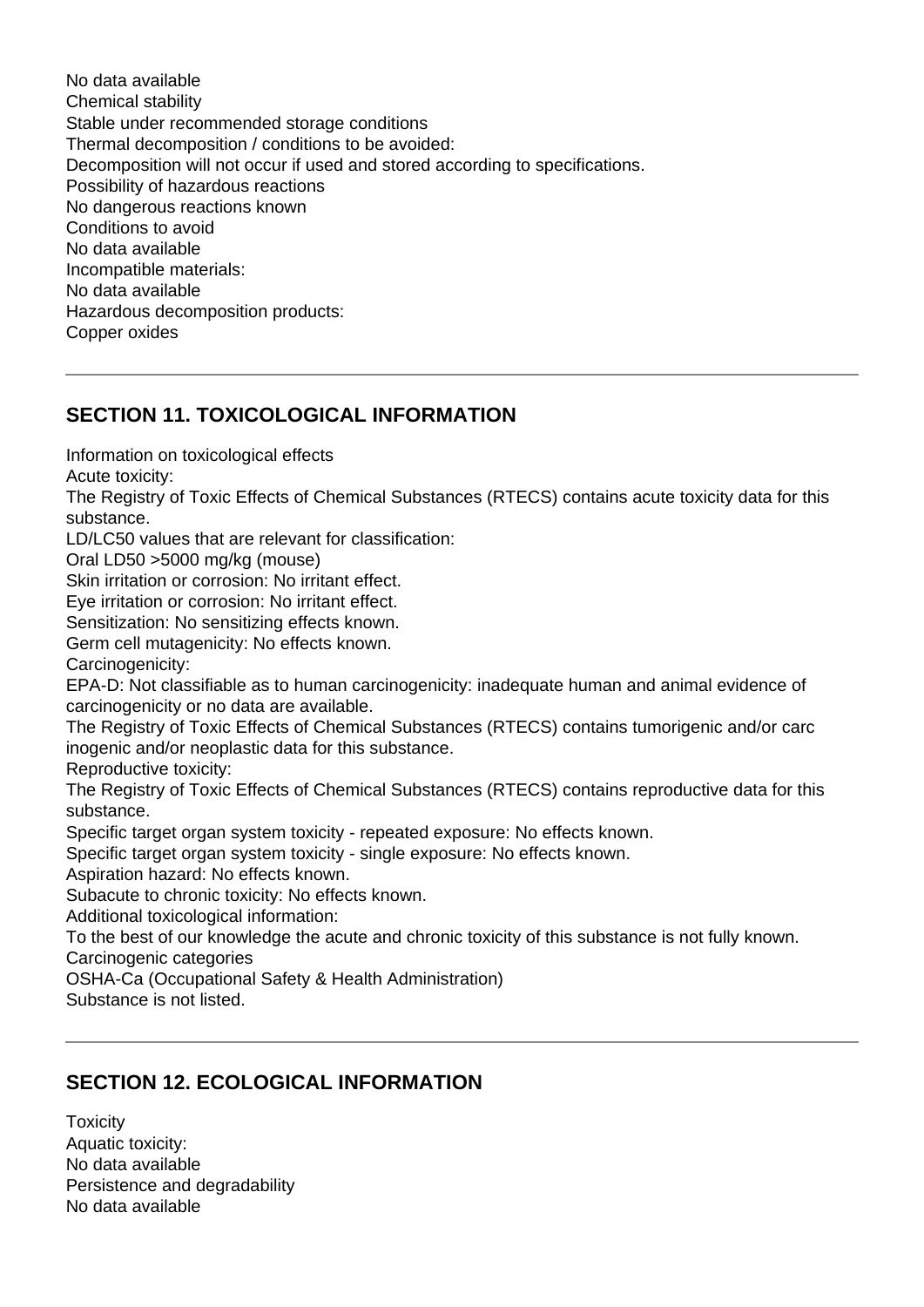No data available
Chemical stability
Stable under recommended storage conditions
Thermal decomposition / conditions to be avoided:
Decomposition will not occur if used and stored according to specifications.
Possibility of hazardous reactions
No dangerous reactions known
Conditions to avoid
No data available
Incompatible materials:
No data available
Hazardous decomposition products:
Copper oxides

---

## SECTION 11. TOXICOLOGICAL INFORMATION

Information on toxicological effects
Acute toxicity:
The Registry of Toxic Effects of Chemical Substances (RTECS) contains acute toxicity data for this substance.
LD/LC50 values that are relevant for classification:
Oral LD50 >5000 mg/kg (mouse)
Skin irritation or corrosion: No irritant effect.
Eye irritation or corrosion: No irritant effect.
Sensitization: No sensitizing effects known.
Germ cell mutagenicity: No effects known.
Carcinogenicity:
EPA-D: Not classifiable as to human carcinogenicity: inadequate human and animal evidence of carcinogenicity or no data are available.
The Registry of Toxic Effects of Chemical Substances (RTECS) contains tumorigenic and/or carc inogenic and/or neoplastic data for this substance.
Reproductive toxicity:
The Registry of Toxic Effects of Chemical Substances (RTECS) contains reproductive data for this substance.
Specific target organ system toxicity - repeated exposure: No effects known.
Specific target organ system toxicity - single exposure: No effects known.
Aspiration hazard: No effects known.
Subacute to chronic toxicity: No effects known.
Additional toxicological information:
To the best of our knowledge the acute and chronic toxicity of this substance is not fully known.
Carcinogenic categories
OSHA-Ca (Occupational Safety & Health Administration)
Substance is not listed.

---

## SECTION 12. ECOLOGICAL INFORMATION

Toxicity
Aquatic toxicity:
No data available
Persistence and degradability
No data available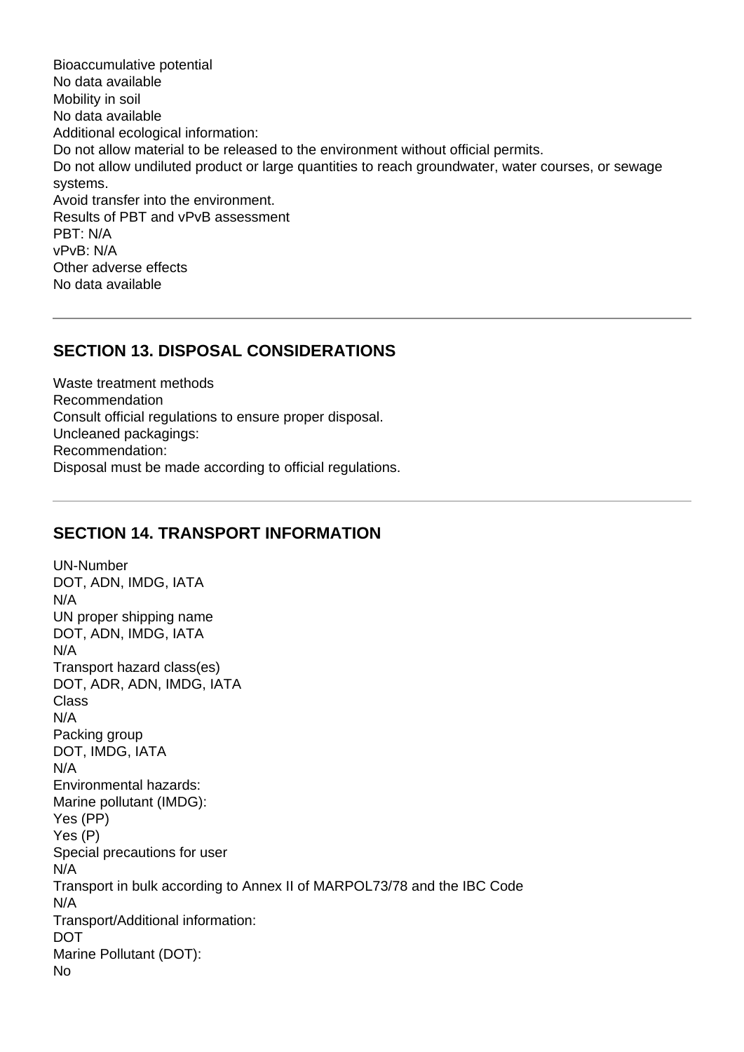Bioaccumulative potential
No data available
Mobility in soil
No data available
Additional ecological information:
Do not allow material to be released to the environment without official permits.
Do not allow undiluted product or large quantities to reach groundwater, water courses, or sewage systems.
Avoid transfer into the environment.
Results of PBT and vPvB assessment
PBT: N/A
vPvB: N/A
Other adverse effects
No data available

---

## SECTION 13. DISPOSAL CONSIDERATIONS

Waste treatment methods
Recommendation
Consult official regulations to ensure proper disposal.
Uncleaned packagings:
Recommendation:
Disposal must be made according to official regulations.

---

## SECTION 14. TRANSPORT INFORMATION

UN-Number
DOT, ADN, IMDG, IATA
N/A
UN proper shipping name
DOT, ADN, IMDG, IATA
N/A
Transport hazard class(es)
DOT, ADR, ADN, IMDG, IATA
Class
N/A
Packing group
DOT, IMDG, IATA
N/A
Environmental hazards:
Marine pollutant (IMDG):
Yes (PP)
Yes (P)
Special precautions for user
N/A
Transport in bulk according to Annex II of MARPOL73/78 and the IBC Code
N/A
Transport/Additional information:
DOT
Marine Pollutant (DOT):
No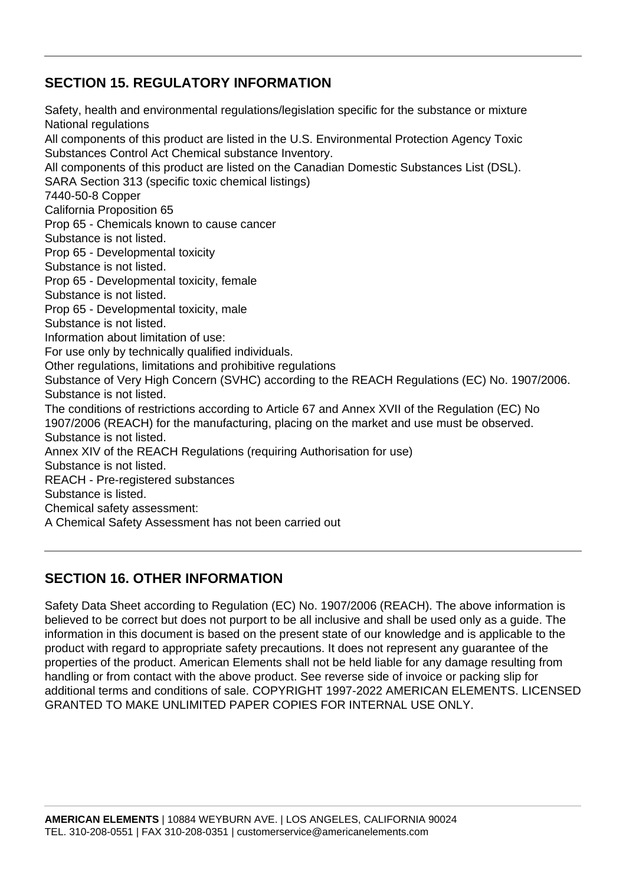## SECTION 15. REGULATORY INFORMATION

Safety, health and environmental regulations/legislation specific for the substance or mixture
National regulations
All components of this product are listed in the U.S. Environmental Protection Agency Toxic Substances Control Act Chemical substance Inventory.
All components of this product are listed on the Canadian Domestic Substances List (DSL).
SARA Section 313 (specific toxic chemical listings)
7440-50-8 Copper
California Proposition 65
Prop 65 - Chemicals known to cause cancer
Substance is not listed.
Prop 65 - Developmental toxicity
Substance is not listed.
Prop 65 - Developmental toxicity, female
Substance is not listed.
Prop 65 - Developmental toxicity, male
Substance is not listed.
Information about limitation of use:
For use only by technically qualified individuals.
Other regulations, limitations and prohibitive regulations
Substance of Very High Concern (SVHC) according to the REACH Regulations (EC) No. 1907/2006.
Substance is not listed.
The conditions of restrictions according to Article 67 and Annex XVII of the Regulation (EC) No 1907/2006 (REACH) for the manufacturing, placing on the market and use must be observed.
Substance is not listed.
Annex XIV of the REACH Regulations (requiring Authorisation for use)
Substance is not listed.
REACH - Pre-registered substances
Substance is listed.
Chemical safety assessment:
A Chemical Safety Assessment has not been carried out

## SECTION 16. OTHER INFORMATION

Safety Data Sheet according to Regulation (EC) No. 1907/2006 (REACH). The above information is believed to be correct but does not purport to be all inclusive and shall be used only as a guide. The information in this document is based on the present state of our knowledge and is applicable to the product with regard to appropriate safety precautions. It does not represent any guarantee of the properties of the product. American Elements shall not be held liable for any damage resulting from handling or from contact with the above product. See reverse side of invoice or packing slip for additional terms and conditions of sale. COPYRIGHT 1997-2022 AMERICAN ELEMENTS. LICENSED GRANTED TO MAKE UNLIMITED PAPER COPIES FOR INTERNAL USE ONLY.